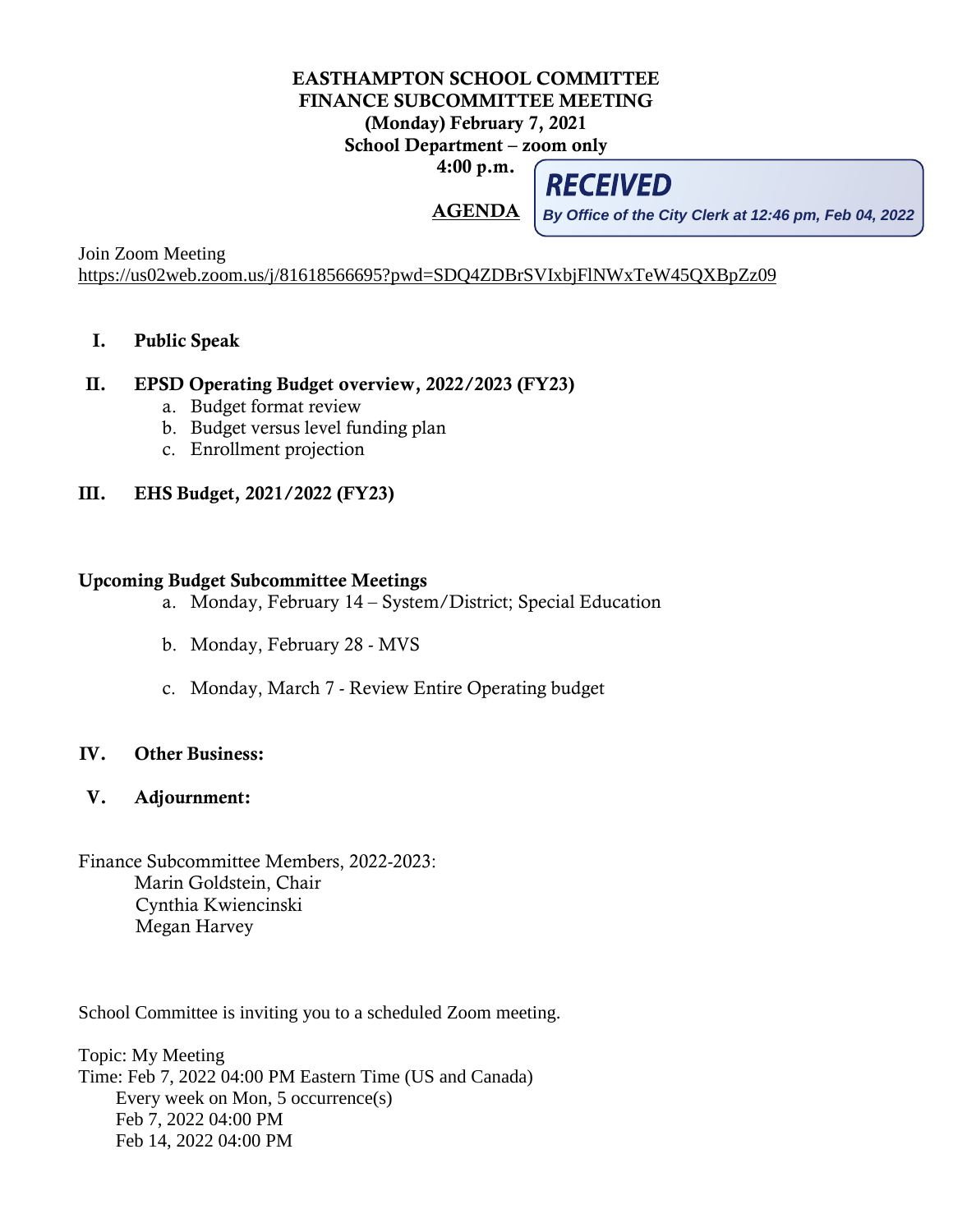# EASTHAMPTON SCHOOL COMMITTEE
## FINANCE SUBCOMMITTEE MEETING
**(Monday) February 7, 2021**
**School Department – zoom only**
**4:00 p.m.**

**RECEIVED**
*By Office of the City Clerk at 12:46 pm, Feb 04, 2022*

**AGENDA**

Join Zoom Meeting
https://us02web.zoom.us/j/81618566695?pwd=SDQ4ZDBrSVIxbjFlNWxTeW45QXBpZz09

**I. Public Speak**

**II. EPSD Operating Budget overview, 2022/2023 (FY23)**
   a. Budget format review
   b. Budget versus level funding plan
   c. Enrollment projection

**III. EHS Budget, 2021/2022 (FY23)**

**Upcoming Budget Subcommittee Meetings**
   a. Monday, February 14 – System/District; Special Education
   b. Monday, February 28 - MVS
   c. Monday, March 7 - Review Entire Operating budget

**IV. Other Business:**

**V. Adjournment:**

Finance Subcommittee Members, 2022-2023:
Marin Goldstein, Chair
Cynthia Kwiencinski
Megan Harvey

School Committee is inviting you to a scheduled Zoom meeting.

Topic: My Meeting
Time: Feb 7, 2022 04:00 PM Eastern Time (US and Canada)
Every week on Mon, 5 occurrence(s)
Feb 7, 2022 04:00 PM
Feb 14, 2022 04:00 PM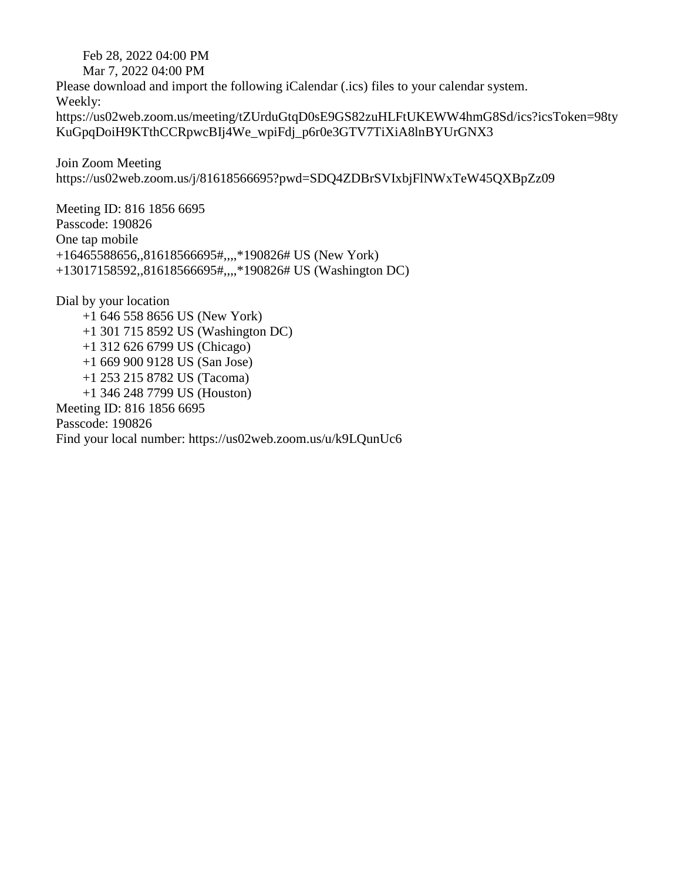Feb 28, 2022 04:00 PM
Mar 7, 2022 04:00 PM
Please download and import the following iCalendar (.ics) files to your calendar system.
Weekly:
https://us02web.zoom.us/meeting/tZUrduGtqD0sE9GS82zuHLFtUKEWW4hmG8Sd/ics?icsToken=98tyKuGpqDoiH9KTthCCRpwcBIj4We_wpiFdj_p6r0e3GTV7TiXiA8lnBYUrGNX3

Join Zoom Meeting
https://us02web.zoom.us/j/81618566695?pwd=SDQ4ZDBrSVIxbjFlNWxTeW45QXBpZz09

Meeting ID: 816 1856 6695
Passcode: 190826
One tap mobile
+16465588656,,81618566695#,,,,*190826# US (New York)
+13017158592,,81618566695#,,,,*190826# US (Washington DC)

Dial by your location
+1 646 558 8656 US (New York)
+1 301 715 8592 US (Washington DC)
+1 312 626 6799 US (Chicago)
+1 669 900 9128 US (San Jose)
+1 253 215 8782 US (Tacoma)
+1 346 248 7799 US (Houston)
Meeting ID: 816 1856 6695
Passcode: 190826
Find your local number: https://us02web.zoom.us/u/k9LQunUc6